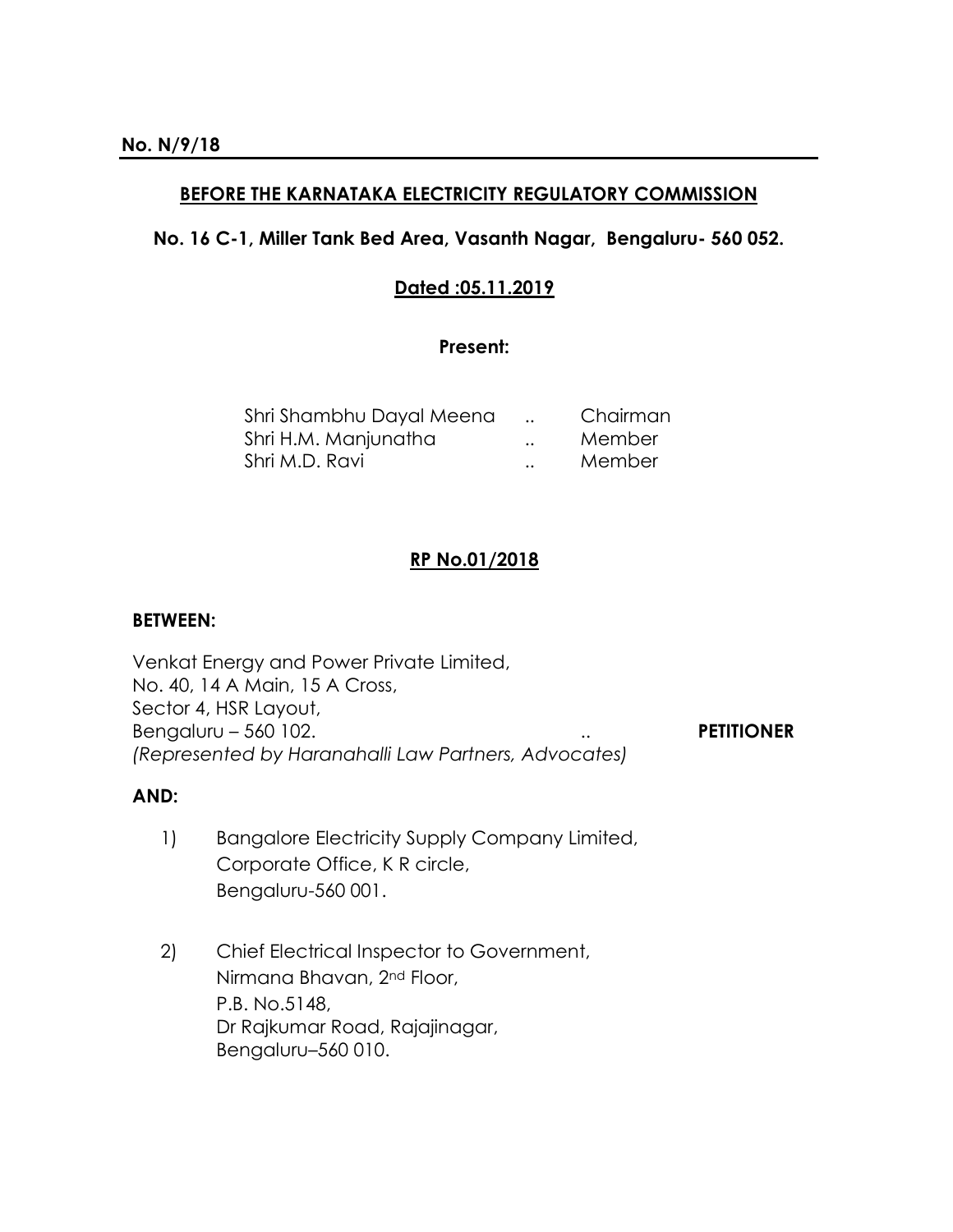**No. N/9/18**

---

## BEFORE THE KARNATAKA ELECTRICITY REGULATORY COMMISSION

**No. 16 C-1, Miller Tank Bed Area, Vasanth Nagar, Bengaluru- 560 052.**

**Dated :05.11.2019**

**Present:**

| | | |
|---|---|---|
| Shri Shambhu Dayal Meena | .. | Chairman |
| Shri H.M. Manjunatha | .. | Member |
| Shri M.D. Ravi | .. | Member |

**RP No.01/2018**

**BETWEEN:**

Venkat Energy and Power Private Limited,
No. 40, 14 A Main, 15 A Cross,
Sector 4, HSR Layout,
Bengaluru – 560 102. .. **PETITIONER**
*(Represented by Haranahalli Law Partners, Advocates)*

**AND:**

1) Bangalore Electricity Supply Company Limited,
   Corporate Office, K R circle,
   Bengaluru-560 001.

2) Chief Electrical Inspector to Government,
   Nirmana Bhavan, 2nd Floor,
   P.B. No.5148,
   Dr Rajkumar Road, Rajajinagar,
   Bengaluru–560 010.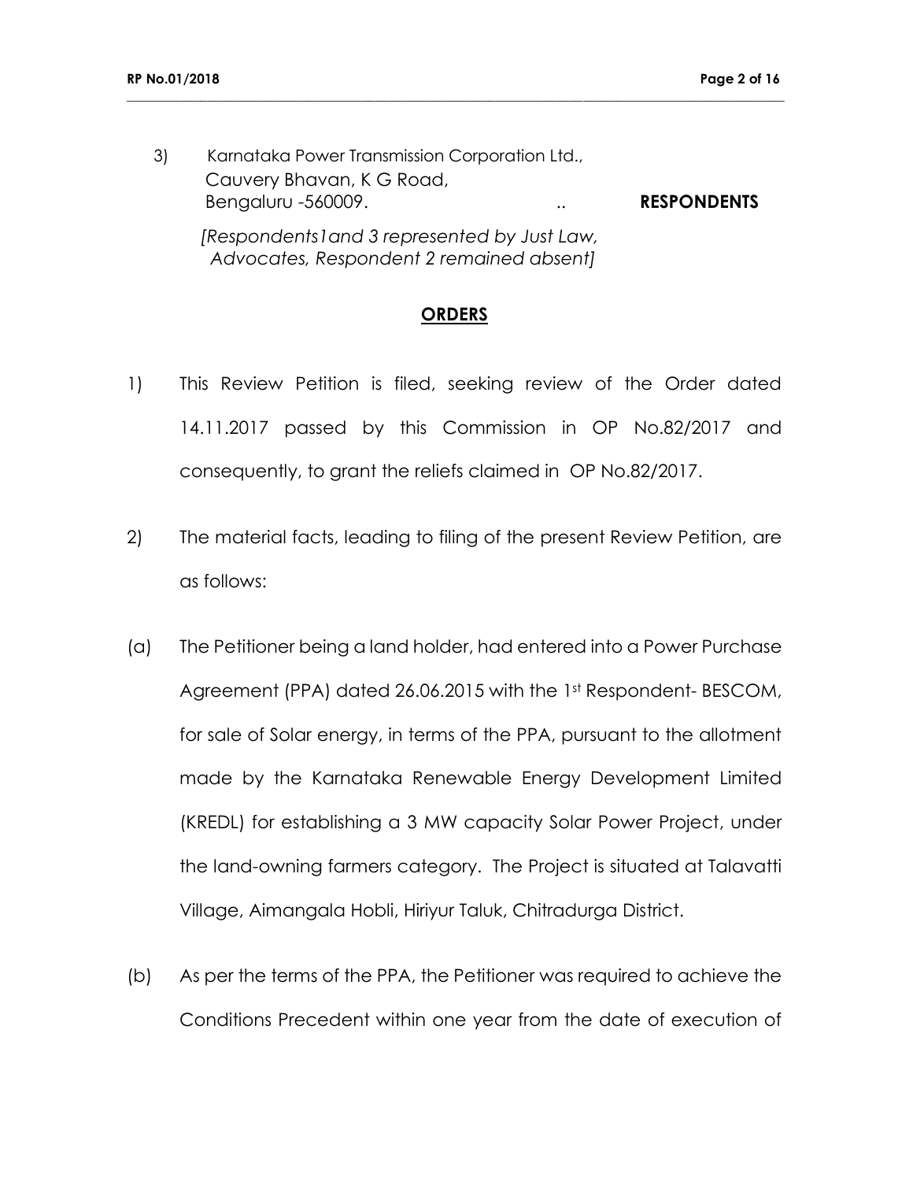3) Karnataka Power Transmission Corporation Ltd.,
   Cauvery Bhavan, K G Road,
   Bengaluru -560009. .. **RESPONDENTS**

*[Respondents1and 3 represented by Just Law, Advocates, Respondent 2 remained absent]*

## **ORDERS**

1) This Review Petition is filed, seeking review of the Order dated 14.11.2017 passed by this Commission in OP No.82/2017 and consequently, to grant the reliefs claimed in OP No.82/2017.

2) The material facts, leading to filing of the present Review Petition, are as follows:

(a) The Petitioner being a land holder, had entered into a Power Purchase Agreement (PPA) dated 26.06.2015 with the 1st Respondent- BESCOM, for sale of Solar energy, in terms of the PPA, pursuant to the allotment made by the Karnataka Renewable Energy Development Limited (KREDL) for establishing a 3 MW capacity Solar Power Project, under the land-owning farmers category. The Project is situated at Talavatti Village, Aimangala Hobli, Hiriyur Taluk, Chitradurga District.

(b) As per the terms of the PPA, the Petitioner was required to achieve the Conditions Precedent within one year from the date of execution of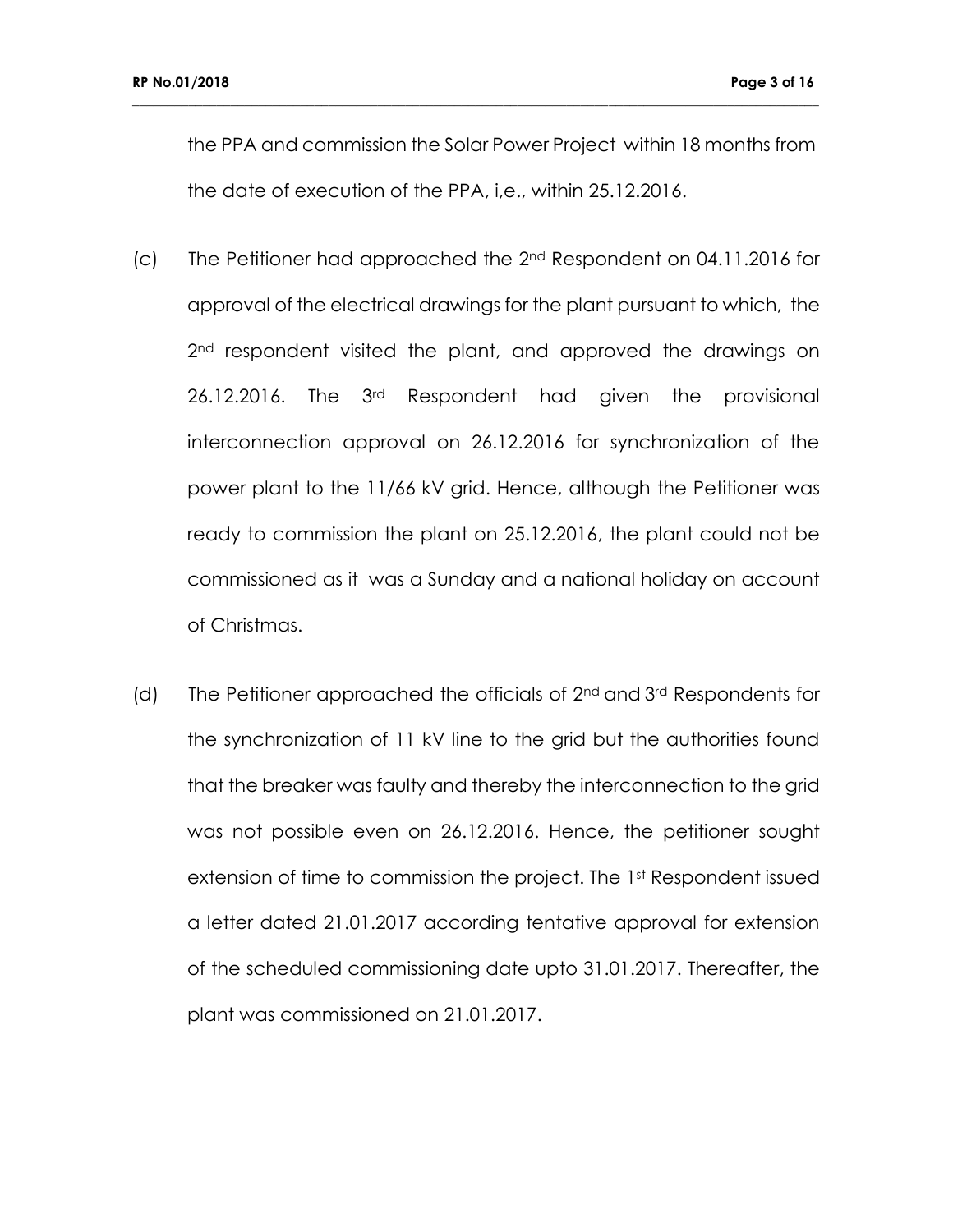the PPA and commission the Solar Power Project within 18 months from the date of execution of the PPA, i,e., within 25.12.2016.

(c) The Petitioner had approached the 2nd Respondent on 04.11.2016 for approval of the electrical drawings for the plant pursuant to which, the 2nd respondent visited the plant, and approved the drawings on 26.12.2016. The 3rd Respondent had given the provisional interconnection approval on 26.12.2016 for synchronization of the power plant to the 11/66 kV grid. Hence, although the Petitioner was ready to commission the plant on 25.12.2016, the plant could not be commissioned as it was a Sunday and a national holiday on account of Christmas.

(d) The Petitioner approached the officials of 2nd and 3rd Respondents for the synchronization of 11 kV line to the grid but the authorities found that the breaker was faulty and thereby the interconnection to the grid was not possible even on 26.12.2016. Hence, the petitioner sought extension of time to commission the project. The 1st Respondent issued a letter dated 21.01.2017 according tentative approval for extension of the scheduled commissioning date upto 31.01.2017. Thereafter, the plant was commissioned on 21.01.2017.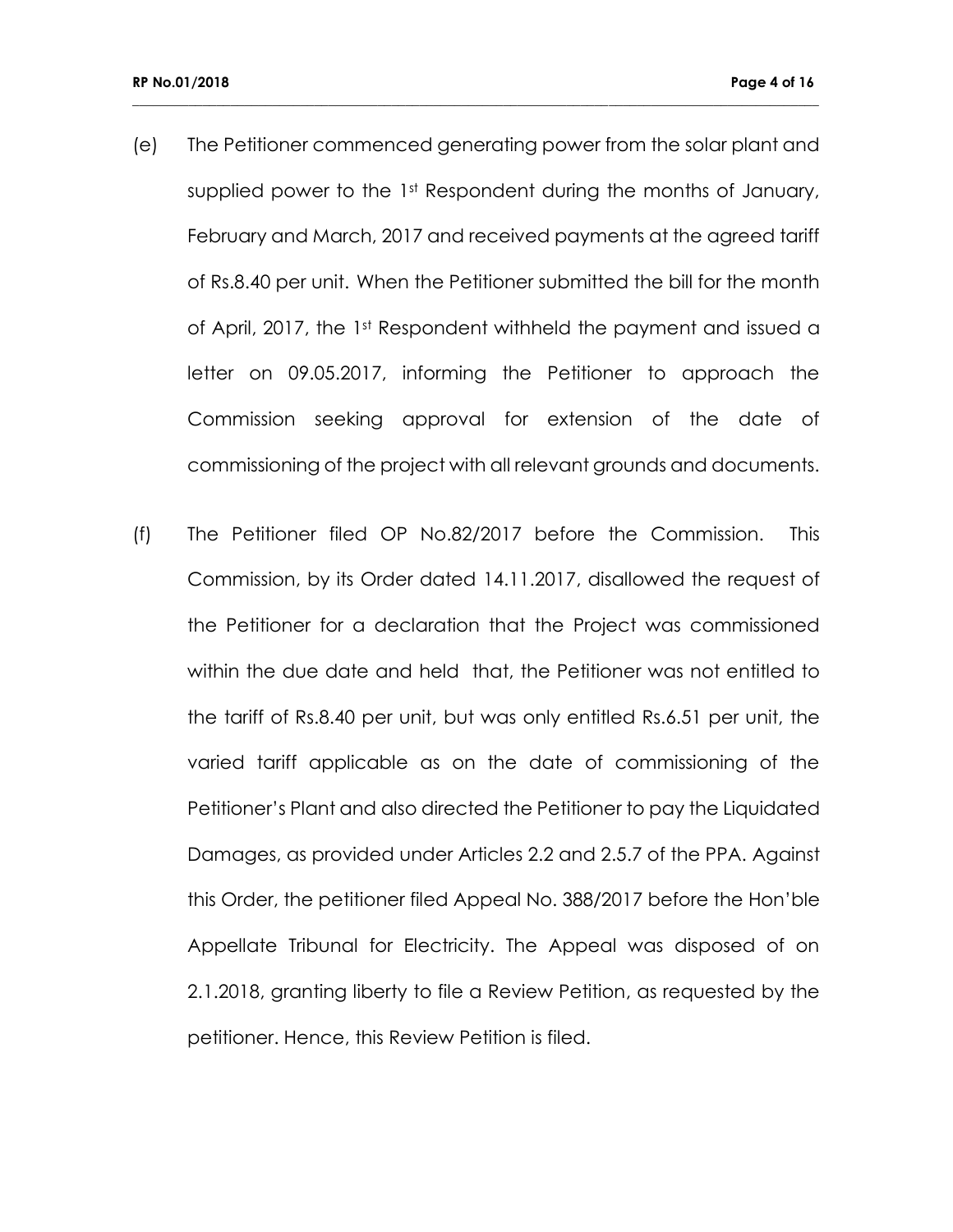(e) The Petitioner commenced generating power from the solar plant and supplied power to the 1st Respondent during the months of January, February and March, 2017 and received payments at the agreed tariff of Rs.8.40 per unit. When the Petitioner submitted the bill for the month of April, 2017, the 1st Respondent withheld the payment and issued a letter on 09.05.2017, informing the Petitioner to approach the Commission seeking approval for extension of the date of commissioning of the project with all relevant grounds and documents.

(f) The Petitioner filed OP No.82/2017 before the Commission. This Commission, by its Order dated 14.11.2017, disallowed the request of the Petitioner for a declaration that the Project was commissioned within the due date and held that, the Petitioner was not entitled to the tariff of Rs.8.40 per unit, but was only entitled Rs.6.51 per unit, the varied tariff applicable as on the date of commissioning of the Petitioner's Plant and also directed the Petitioner to pay the Liquidated Damages, as provided under Articles 2.2 and 2.5.7 of the PPA. Against this Order, the petitioner filed Appeal No. 388/2017 before the Hon'ble Appellate Tribunal for Electricity. The Appeal was disposed of on 2.1.2018, granting liberty to file a Review Petition, as requested by the petitioner. Hence, this Review Petition is filed.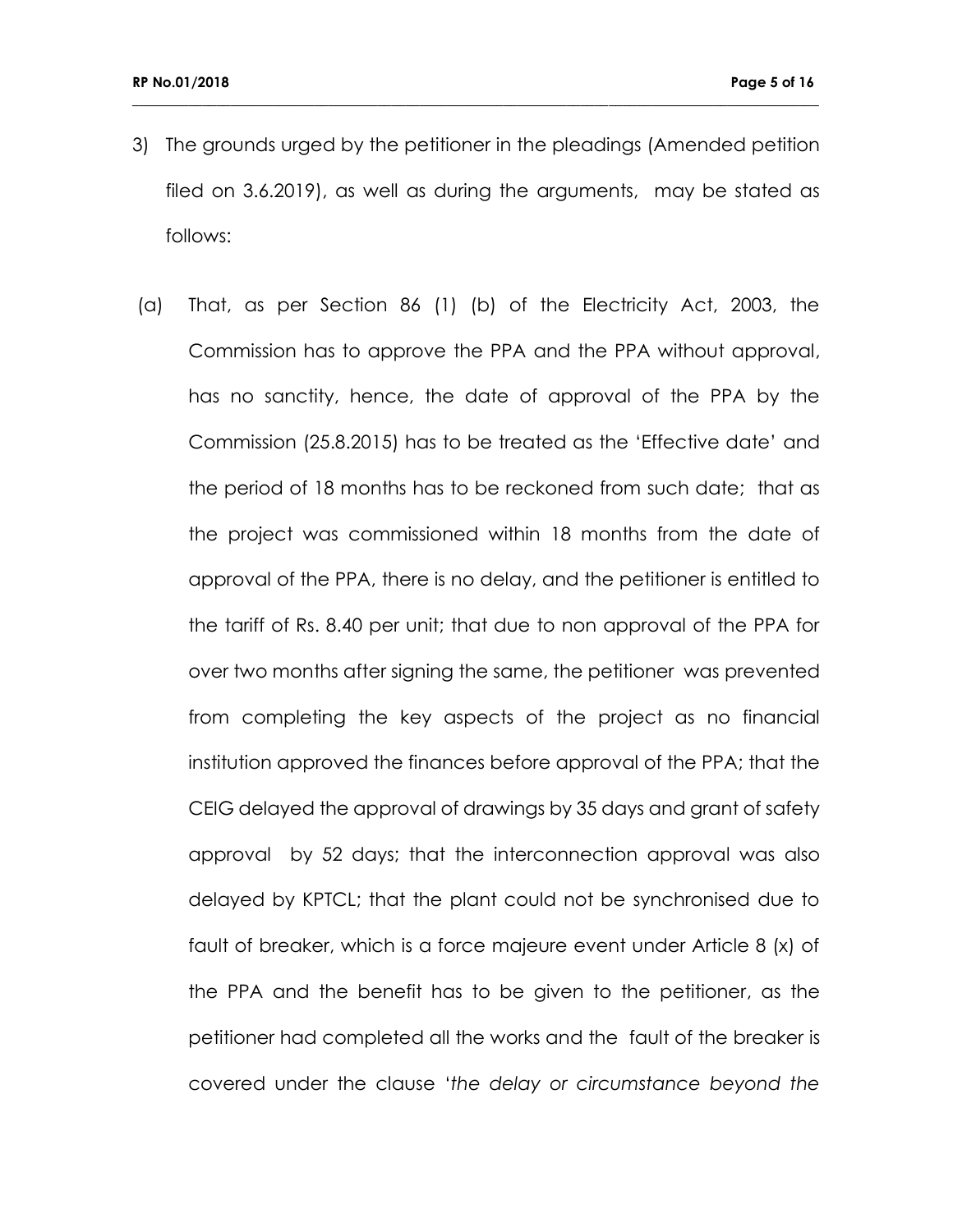3) The grounds urged by the petitioner in the pleadings (Amended petition filed on 3.6.2019), as well as during the arguments, may be stated as follows:

(a) That, as per Section 86 (1) (b) of the Electricity Act, 2003, the Commission has to approve the PPA and the PPA without approval, has no sanctity, hence, the date of approval of the PPA by the Commission (25.8.2015) has to be treated as the 'Effective date' and the period of 18 months has to be reckoned from such date; that as the project was commissioned within 18 months from the date of approval of the PPA, there is no delay, and the petitioner is entitled to the tariff of Rs. 8.40 per unit; that due to non approval of the PPA for over two months after signing the same, the petitioner was prevented from completing the key aspects of the project as no financial institution approved the finances before approval of the PPA; that the CEIG delayed the approval of drawings by 35 days and grant of safety approval by 52 days; that the interconnection approval was also delayed by KPTCL; that the plant could not be synchronised due to fault of breaker, which is a force majeure event under Article 8 (x) of the PPA and the benefit has to be given to the petitioner, as the petitioner had completed all the works and the fault of the breaker is covered under the clause '*the delay or circumstance beyond the*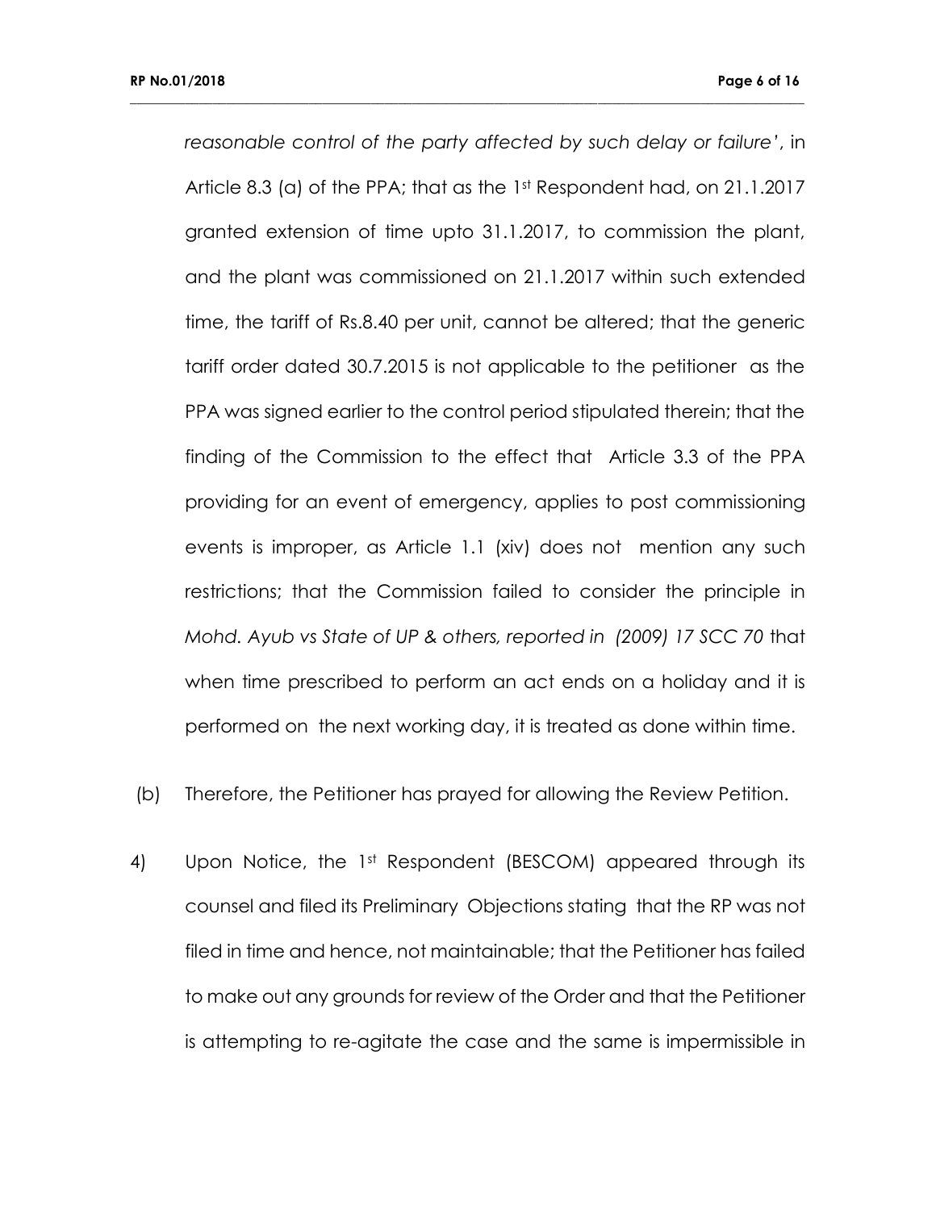*reasonable control of the party affected by such delay or failure'*, in Article 8.3 (a) of the PPA; that as the 1st Respondent had, on 21.1.2017 granted extension of time upto 31.1.2017, to commission the plant, and the plant was commissioned on 21.1.2017 within such extended time, the tariff of Rs.8.40 per unit, cannot be altered; that the generic tariff order dated 30.7.2015 is not applicable to the petitioner as the PPA was signed earlier to the control period stipulated therein; that the finding of the Commission to the effect that Article 3.3 of the PPA providing for an event of emergency, applies to post commissioning events is improper, as Article 1.1 (xiv) does not mention any such restrictions; that the Commission failed to consider the principle in *Mohd. Ayub vs State of UP & others, reported in (2009) 17 SCC 70* that when time prescribed to perform an act ends on a holiday and it is performed on the next working day, it is treated as done within time.

(b) Therefore, the Petitioner has prayed for allowing the Review Petition.

4) Upon Notice, the 1st Respondent (BESCOM) appeared through its counsel and filed its Preliminary Objections stating that the RP was not filed in time and hence, not maintainable; that the Petitioner has failed to make out any grounds for review of the Order and that the Petitioner is attempting to re-agitate the case and the same is impermissible in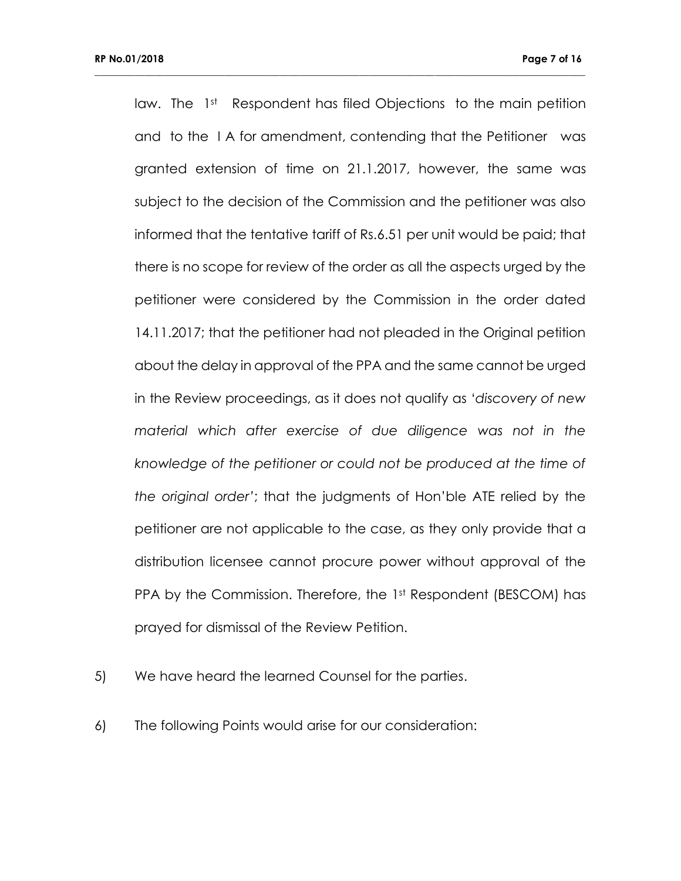law. The 1st Respondent has filed Objections to the main petition and to the I A for amendment, contending that the Petitioner was granted extension of time on 21.1.2017, however, the same was subject to the decision of the Commission and the petitioner was also informed that the tentative tariff of Rs.6.51 per unit would be paid; that there is no scope for review of the order as all the aspects urged by the petitioner were considered by the Commission in the order dated 14.11.2017; that the petitioner had not pleaded in the Original petition about the delay in approval of the PPA and the same cannot be urged in the Review proceedings, as it does not qualify as '*discovery of new material which after exercise of due diligence was not in the knowledge of the petitioner or could not be produced at the time of the original order*'; that the judgments of Hon'ble ATE relied by the petitioner are not applicable to the case, as they only provide that a distribution licensee cannot procure power without approval of the PPA by the Commission. Therefore, the 1st Respondent (BESCOM) has prayed for dismissal of the Review Petition.

5) We have heard the learned Counsel for the parties.

6) The following Points would arise for our consideration: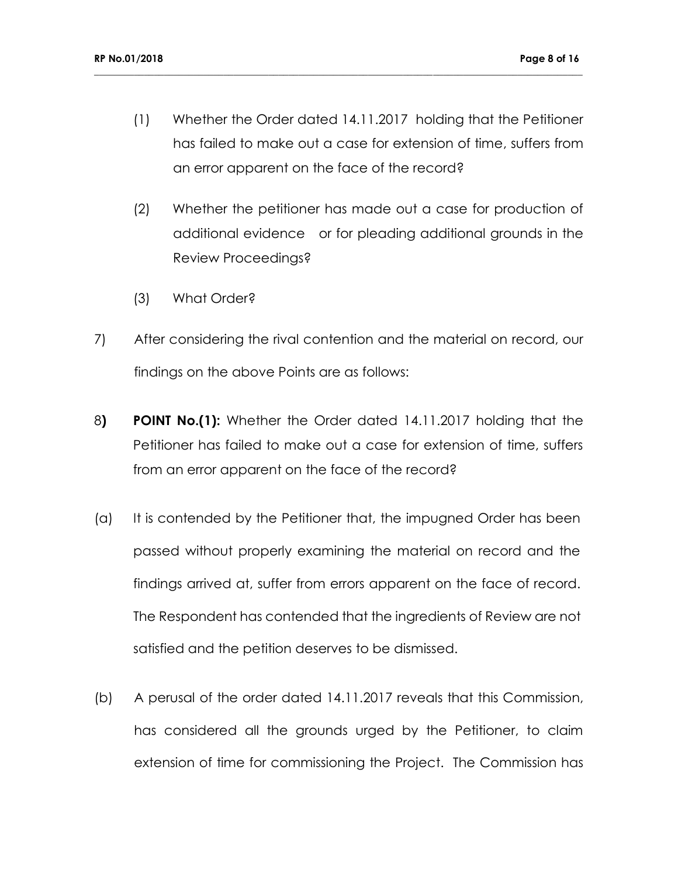(1) Whether the Order dated 14.11.2017 holding that the Petitioner has failed to make out a case for extension of time, suffers from an error apparent on the face of the record?

(2) Whether the petitioner has made out a case for production of additional evidence or for pleading additional grounds in the Review Proceedings?

(3) What Order?

7) After considering the rival contention and the material on record, our findings on the above Points are as follows:

8**)** **POINT No.(1):** Whether the Order dated 14.11.2017 holding that the Petitioner has failed to make out a case for extension of time, suffers from an error apparent on the face of the record?

(a) It is contended by the Petitioner that, the impugned Order has been passed without properly examining the material on record and the findings arrived at, suffer from errors apparent on the face of record. The Respondent has contended that the ingredients of Review are not satisfied and the petition deserves to be dismissed.

(b) A perusal of the order dated 14.11.2017 reveals that this Commission, has considered all the grounds urged by the Petitioner, to claim extension of time for commissioning the Project. The Commission has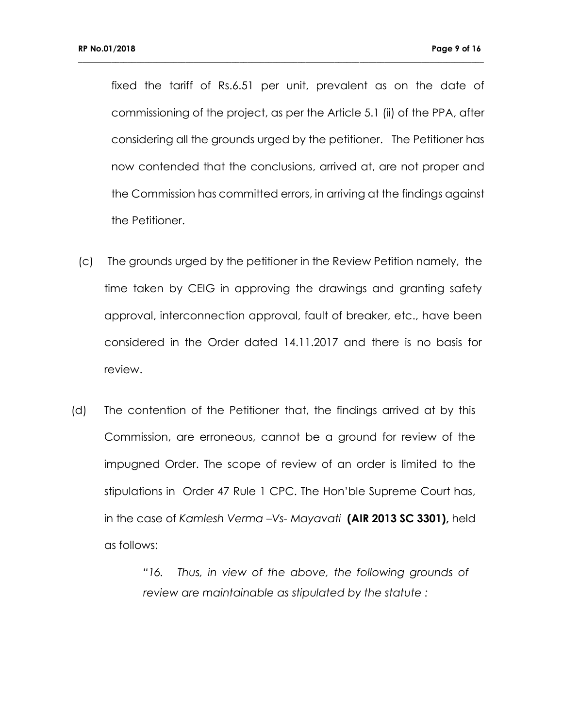fixed the tariff of Rs.6.51 per unit, prevalent as on the date of commissioning of the project, as per the Article 5.1 (ii) of the PPA, after considering all the grounds urged by the petitioner. The Petitioner has now contended that the conclusions, arrived at, are not proper and the Commission has committed errors, in arriving at the findings against the Petitioner.

(c) The grounds urged by the petitioner in the Review Petition namely, the time taken by CEIG in approving the drawings and granting safety approval, interconnection approval, fault of breaker, etc., have been considered in the Order dated 14.11.2017 and there is no basis for review.

(d) The contention of the Petitioner that, the findings arrived at by this Commission, are erroneous, cannot be a ground for review of the impugned Order. The scope of review of an order is limited to the stipulations in Order 47 Rule 1 CPC. The Hon'ble Supreme Court has, in the case of *Kamlesh Verma –Vs- Mayavati* **(AIR 2013 SC 3301),** held as follows:

> "*16. Thus, in view of the above, the following grounds of review are maintainable as stipulated by the statute :*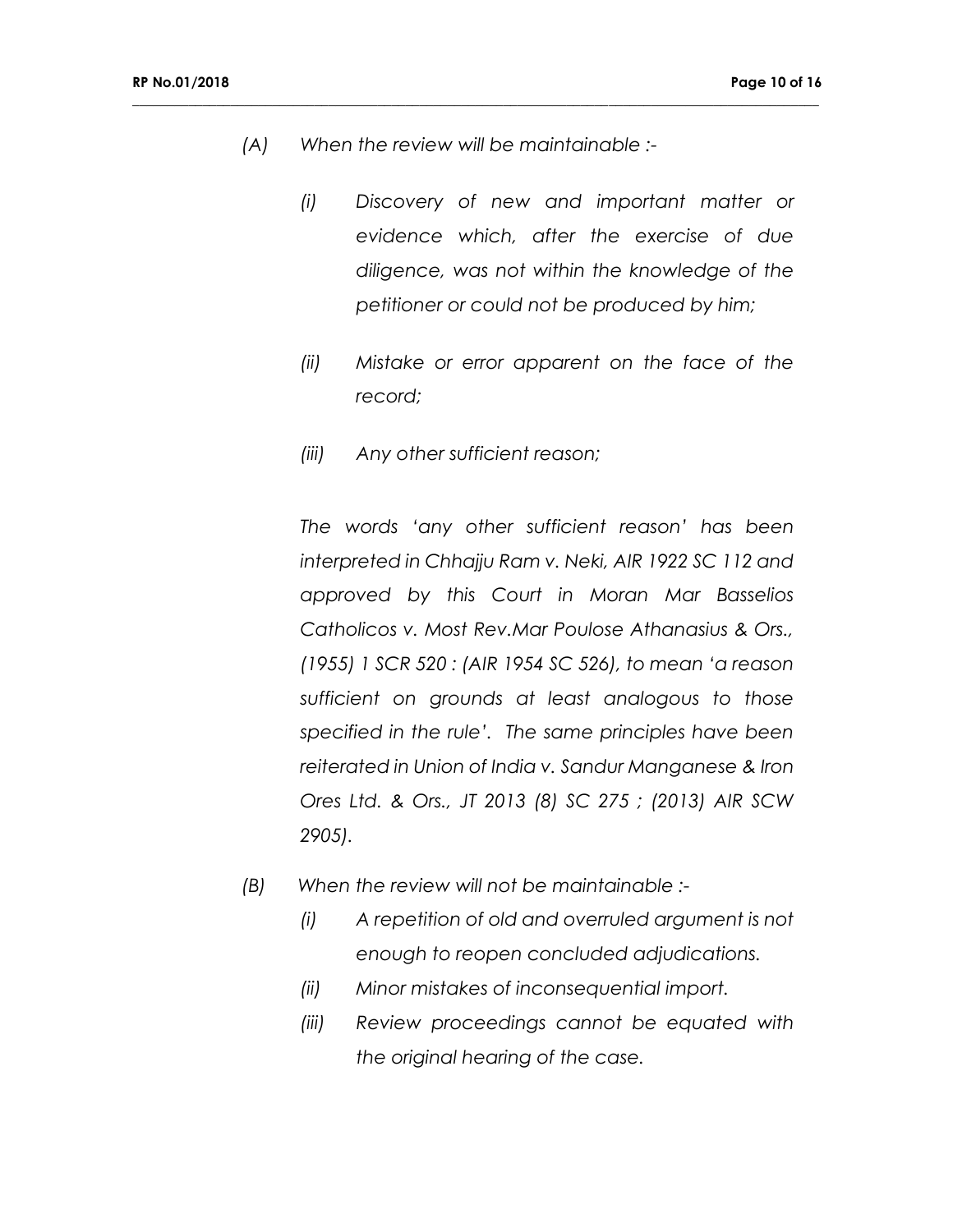*(A) When the review will be maintainable :-*

> *(i) Discovery of new and important matter or evidence which, after the exercise of due diligence, was not within the knowledge of the petitioner or could not be produced by him;*
>
> *(ii) Mistake or error apparent on the face of the record;*
>
> *(iii) Any other sufficient reason;*
>
> *The words 'any other sufficient reason' has been interpreted in Chhajju Ram v. Neki, AIR 1922 SC 112 and approved by this Court in Moran Mar Basselios Catholicos v. Most Rev.Mar Poulose Athanasius & Ors., (1955) 1 SCR 520 : (AIR 1954 SC 526), to mean 'a reason sufficient on grounds at least analogous to those specified in the rule'. The same principles have been reiterated in Union of India v. Sandur Manganese & Iron Ores Ltd. & Ors., JT 2013 (8) SC 275 ; (2013) AIR SCW 2905).*

*(B) When the review will not be maintainable :-*

> *(i) A repetition of old and overruled argument is not enough to reopen concluded adjudications.*
>
> *(ii) Minor mistakes of inconsequential import.*
>
> *(iii) Review proceedings cannot be equated with the original hearing of the case.*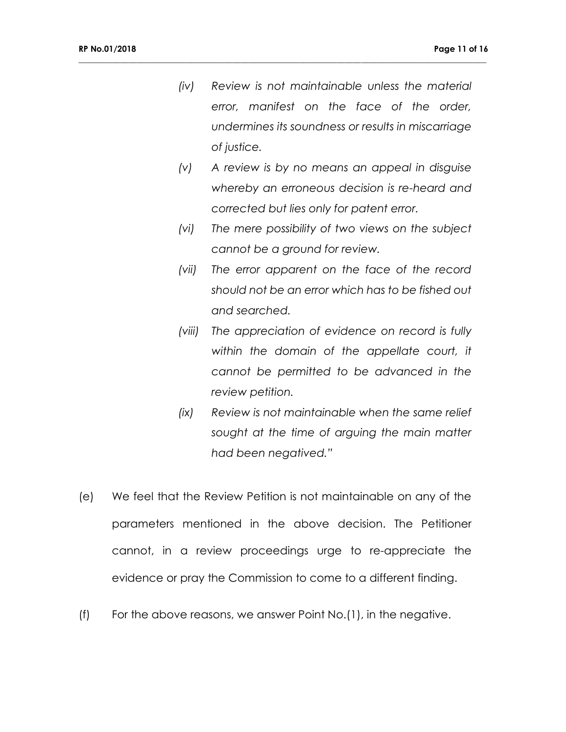> *(iv) Review is not maintainable unless the material error, manifest on the face of the order, undermines its soundness or results in miscarriage of justice.*
>
> *(v) A review is by no means an appeal in disguise whereby an erroneous decision is re-heard and corrected but lies only for patent error.*
>
> *(vi) The mere possibility of two views on the subject cannot be a ground for review.*
>
> *(vii) The error apparent on the face of the record should not be an error which has to be fished out and searched.*
>
> *(viii) The appreciation of evidence on record is fully within the domain of the appellate court, it cannot be permitted to be advanced in the review petition.*
>
> *(ix) Review is not maintainable when the same relief sought at the time of arguing the main matter had been negatived."*

(e) We feel that the Review Petition is not maintainable on any of the parameters mentioned in the above decision. The Petitioner cannot, in a review proceedings urge to re-appreciate the evidence or pray the Commission to come to a different finding.

(f) For the above reasons, we answer Point No.(1), in the negative.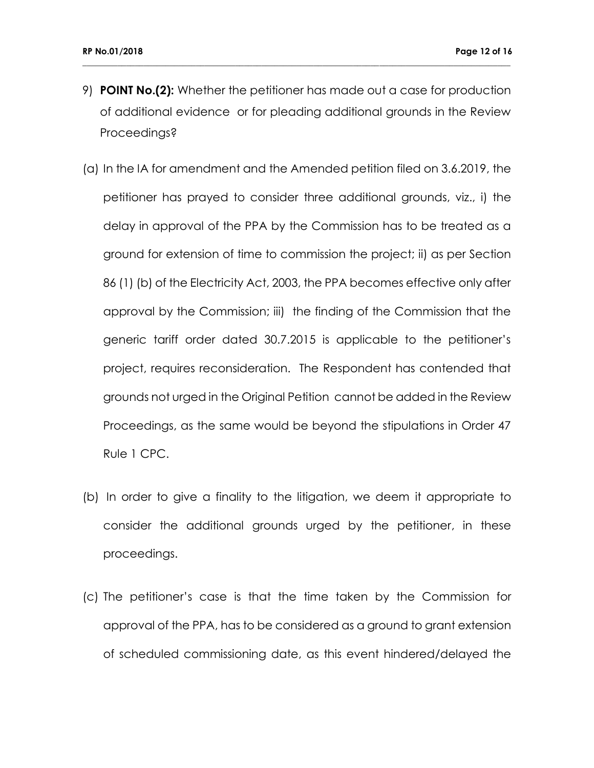9) **POINT No.(2):** Whether the petitioner has made out a case for production of additional evidence or for pleading additional grounds in the Review Proceedings?

(a) In the IA for amendment and the Amended petition filed on 3.6.2019, the petitioner has prayed to consider three additional grounds, viz., i) the delay in approval of the PPA by the Commission has to be treated as a ground for extension of time to commission the project; ii) as per Section 86 (1) (b) of the Electricity Act, 2003, the PPA becomes effective only after approval by the Commission; iii) the finding of the Commission that the generic tariff order dated 30.7.2015 is applicable to the petitioner's project, requires reconsideration. The Respondent has contended that grounds not urged in the Original Petition cannot be added in the Review Proceedings, as the same would be beyond the stipulations in Order 47 Rule 1 CPC.

(b) In order to give a finality to the litigation, we deem it appropriate to consider the additional grounds urged by the petitioner, in these proceedings.

(c) The petitioner's case is that the time taken by the Commission for approval of the PPA, has to be considered as a ground to grant extension of scheduled commissioning date, as this event hindered/delayed the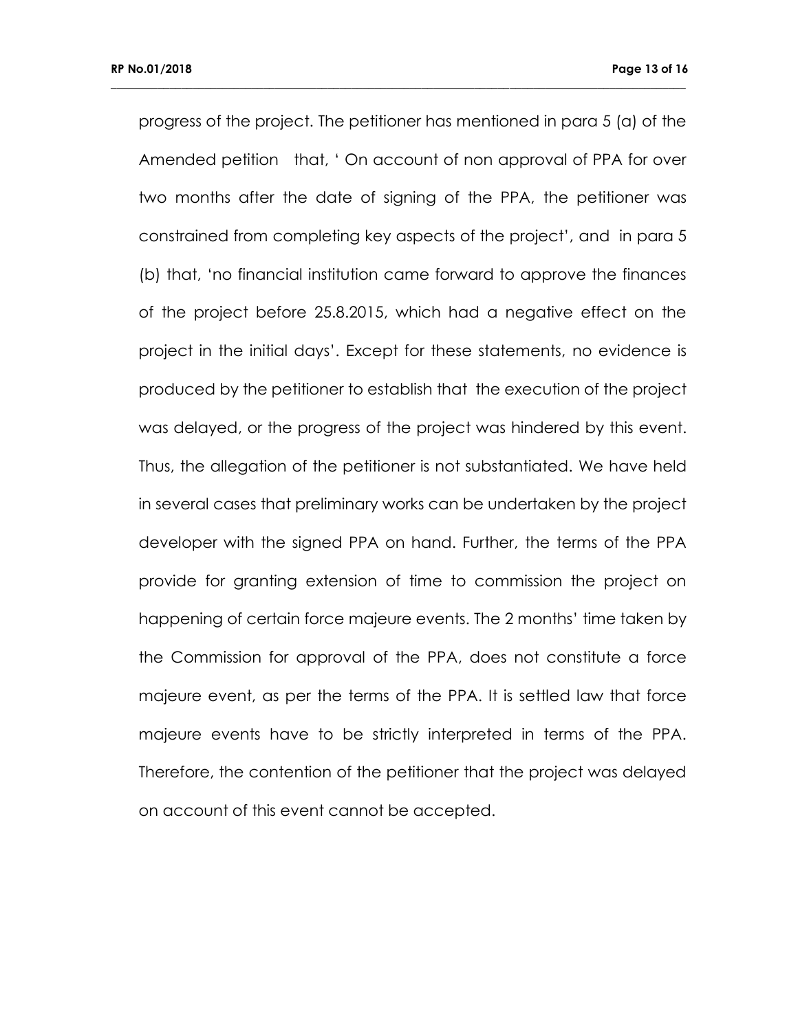progress of the project. The petitioner has mentioned in para 5 (a) of the Amended petition that, ' On account of non approval of PPA for over two months after the date of signing of the PPA, the petitioner was constrained from completing key aspects of the project', and in para 5 (b) that, 'no financial institution came forward to approve the finances of the project before 25.8.2015, which had a negative effect on the project in the initial days'. Except for these statements, no evidence is produced by the petitioner to establish that the execution of the project was delayed, or the progress of the project was hindered by this event. Thus, the allegation of the petitioner is not substantiated. We have held in several cases that preliminary works can be undertaken by the project developer with the signed PPA on hand. Further, the terms of the PPA provide for granting extension of time to commission the project on happening of certain force majeure events. The 2 months' time taken by the Commission for approval of the PPA, does not constitute a force majeure event, as per the terms of the PPA. It is settled law that force majeure events have to be strictly interpreted in terms of the PPA. Therefore, the contention of the petitioner that the project was delayed on account of this event cannot be accepted.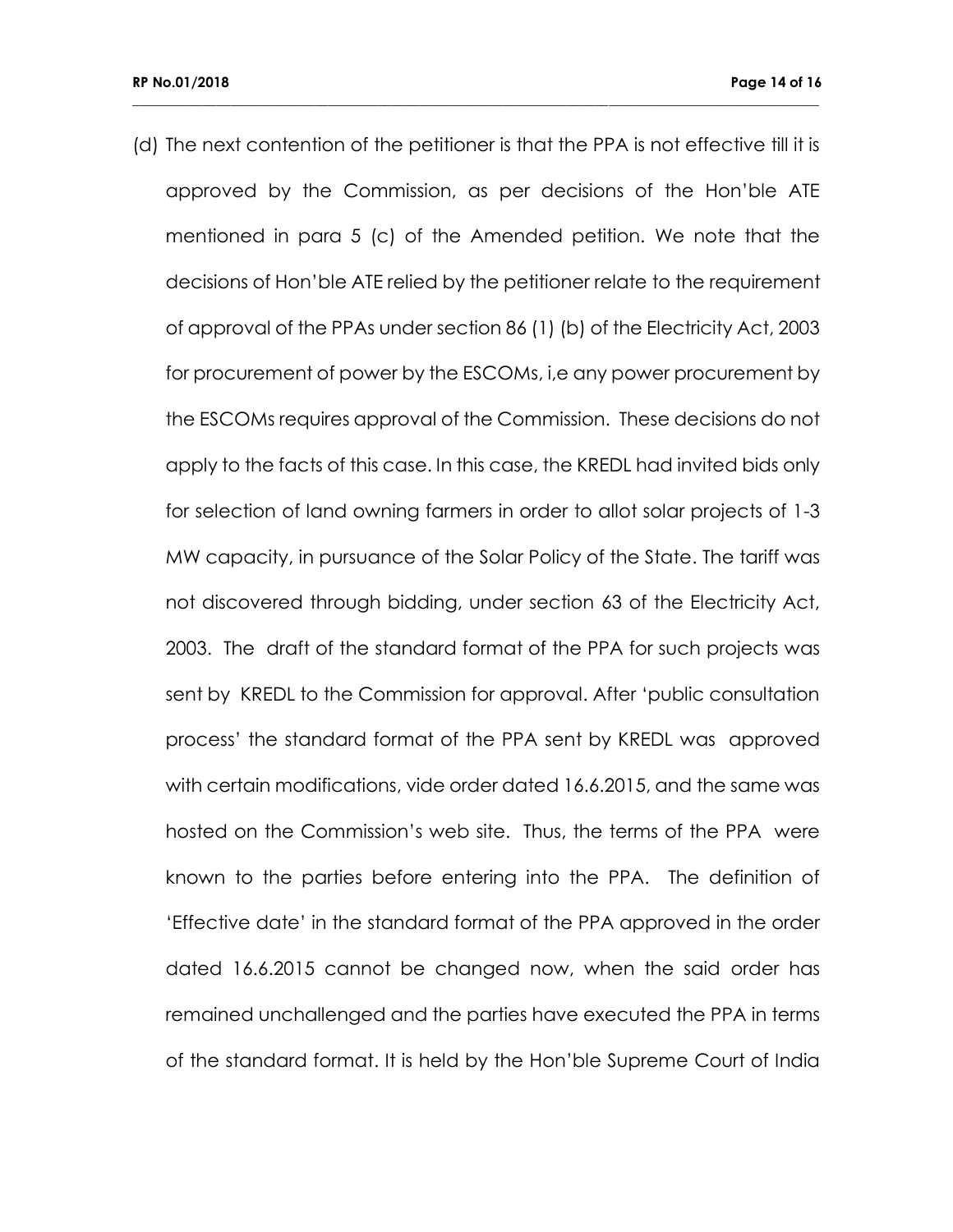(d) The next contention of the petitioner is that the PPA is not effective till it is approved by the Commission, as per decisions of the Hon'ble ATE mentioned in para 5 (c) of the Amended petition. We note that the decisions of Hon'ble ATE relied by the petitioner relate to the requirement of approval of the PPAs under section 86 (1) (b) of the Electricity Act, 2003 for procurement of power by the ESCOMs, i,e any power procurement by the ESCOMs requires approval of the Commission. These decisions do not apply to the facts of this case. In this case, the KREDL had invited bids only for selection of land owning farmers in order to allot solar projects of 1-3 MW capacity, in pursuance of the Solar Policy of the State. The tariff was not discovered through bidding, under section 63 of the Electricity Act, 2003. The draft of the standard format of the PPA for such projects was sent by KREDL to the Commission for approval. After 'public consultation process' the standard format of the PPA sent by KREDL was approved with certain modifications, vide order dated 16.6.2015, and the same was hosted on the Commission's web site. Thus, the terms of the PPA were known to the parties before entering into the PPA. The definition of 'Effective date' in the standard format of the PPA approved in the order dated 16.6.2015 cannot be changed now, when the said order has remained unchallenged and the parties have executed the PPA in terms of the standard format. It is held by the Hon'ble Supreme Court of India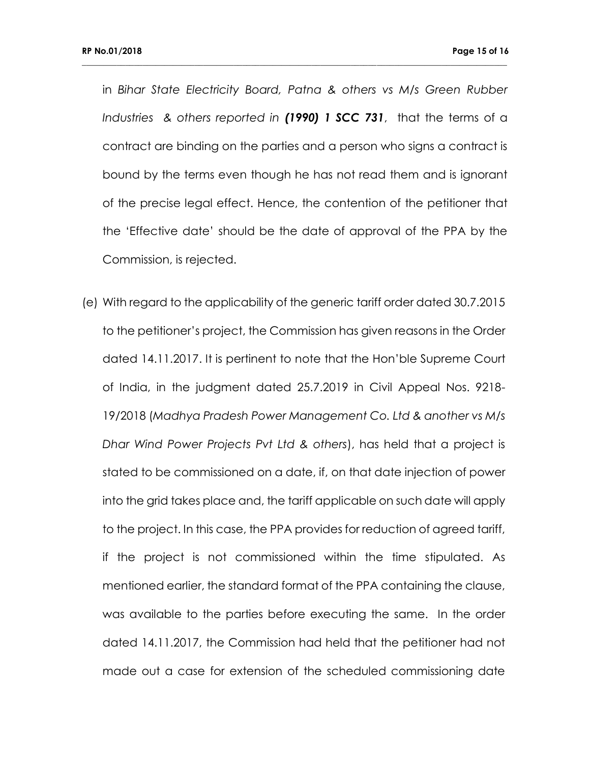in *Bihar State Electricity Board, Patna & others vs M/s Green Rubber Industries & others reported in **(1990) 1 SCC 731***, that the terms of a contract are binding on the parties and a person who signs a contract is bound by the terms even though he has not read them and is ignorant of the precise legal effect. Hence, the contention of the petitioner that the 'Effective date' should be the date of approval of the PPA by the Commission, is rejected.

(e) With regard to the applicability of the generic tariff order dated 30.7.2015 to the petitioner's project, the Commission has given reasons in the Order dated 14.11.2017. It is pertinent to note that the Hon'ble Supreme Court of India, in the judgment dated 25.7.2019 in Civil Appeal Nos. 9218-19/2018 (*Madhya Pradesh Power Management Co. Ltd & another vs M/s Dhar Wind Power Projects Pvt Ltd & others*), has held that a project is stated to be commissioned on a date, if, on that date injection of power into the grid takes place and, the tariff applicable on such date will apply to the project. In this case, the PPA provides for reduction of agreed tariff, if the project is not commissioned within the time stipulated. As mentioned earlier, the standard format of the PPA containing the clause, was available to the parties before executing the same. In the order dated 14.11.2017, the Commission had held that the petitioner had not made out a case for extension of the scheduled commissioning date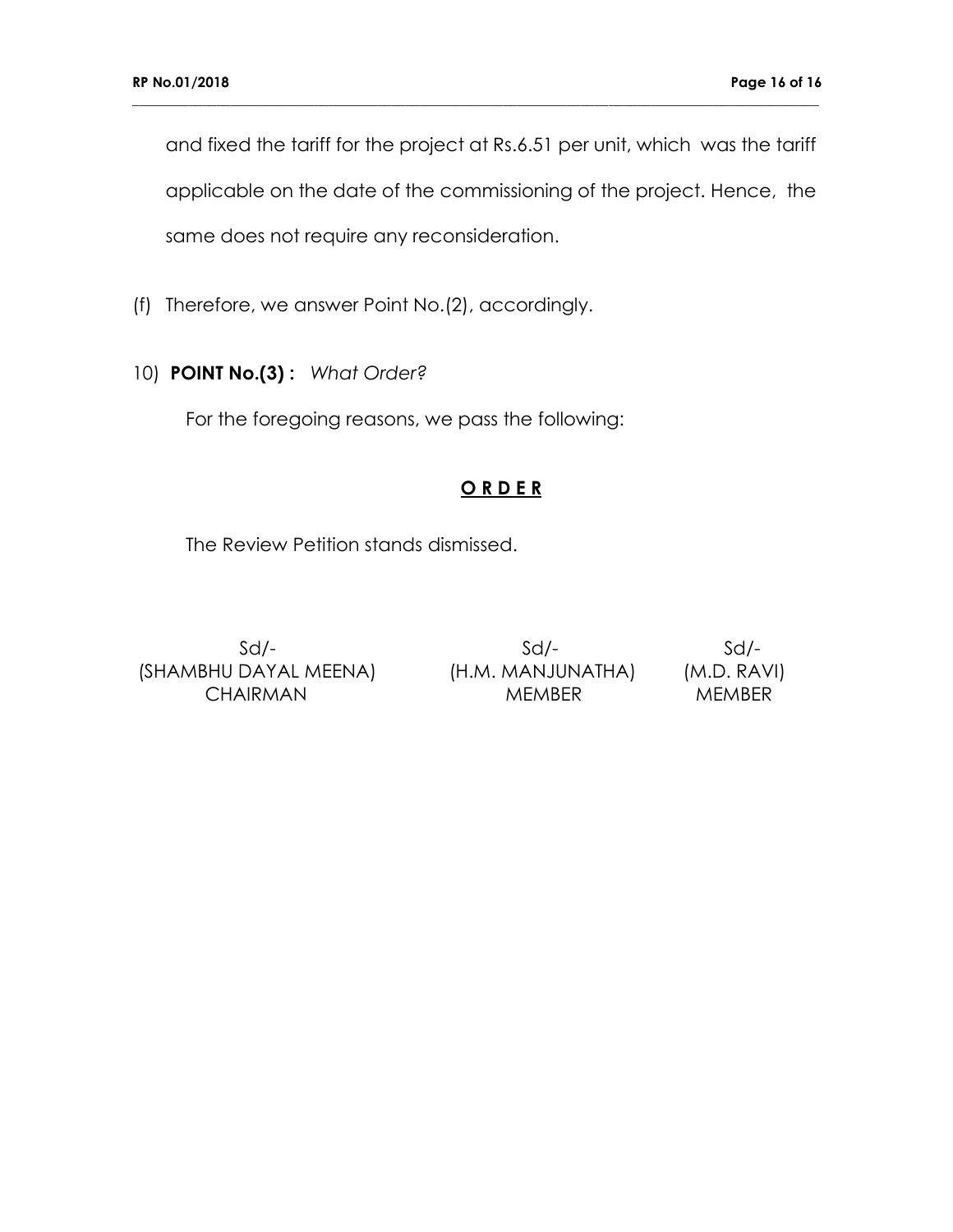and fixed the tariff for the project at Rs.6.51 per unit, which was the tariff applicable on the date of the commissioning of the project. Hence, the same does not require any reconsideration.

(f) Therefore, we answer Point No.(2), accordingly.

10) **POINT No.(3) :** *What Order?*

For the foregoing reasons, we pass the following:

**O R D E R**

The Review Petition stands dismissed.

| | | |
|---|---|---|
| Sd/- | Sd/- | Sd/- |
| (SHAMBHU DAYAL MEENA) | (H.M. MANJUNATHA) | (M.D. RAVI) |
| CHAIRMAN | MEMBER | MEMBER |